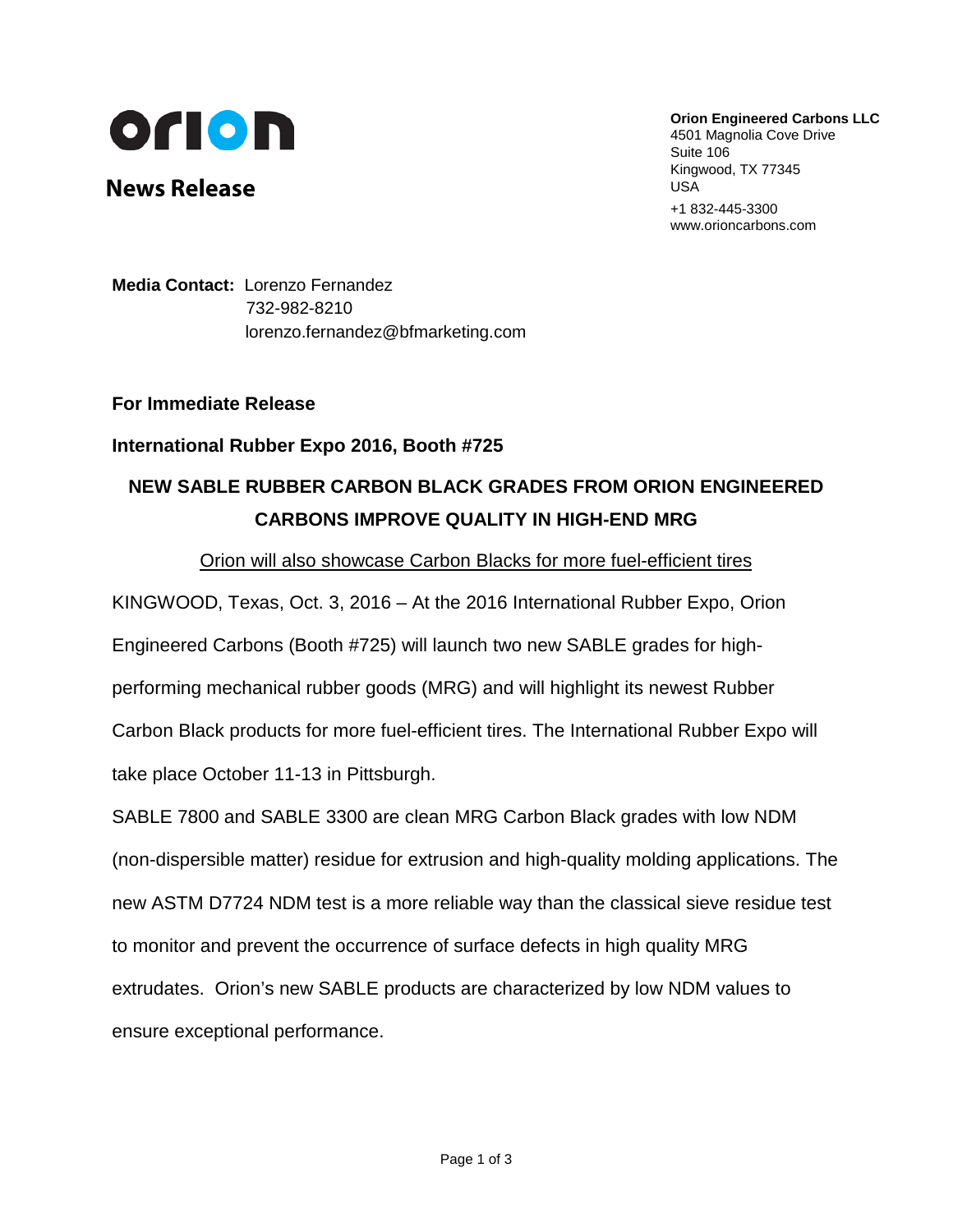orion

**News Release**

**Orion Engineered Carbons LLC**
4501 Magnolia Cove Drive
Suite 106
Kingwood, TX 77345
USA
+1 832-445-3300
www.orioncarbons.com

**Media Contact:** Lorenzo Fernandez
732-982-8210
lorenzo.fernandez@bfmarketing.com

**For Immediate Release**

**International Rubber Expo 2016, Booth #725**

## NEW SABLE RUBBER CARBON BLACK GRADES FROM ORION ENGINEERED CARBONS IMPROVE QUALITY IN HIGH-END MRG

Orion will also showcase Carbon Blacks for more fuel-efficient tires

KINGWOOD, Texas, Oct. 3, 2016 – At the 2016 International Rubber Expo, Orion Engineered Carbons (Booth #725) will launch two new SABLE grades for high-performing mechanical rubber goods (MRG) and will highlight its newest Rubber Carbon Black products for more fuel-efficient tires. The International Rubber Expo will take place October 11-13 in Pittsburgh.

SABLE 7800 and SABLE 3300 are clean MRG Carbon Black grades with low NDM (non-dispersible matter) residue for extrusion and high-quality molding applications. The new ASTM D7724 NDM test is a more reliable way than the classical sieve residue test to monitor and prevent the occurrence of surface defects in high quality MRG extrudates. Orion's new SABLE products are characterized by low NDM values to ensure exceptional performance.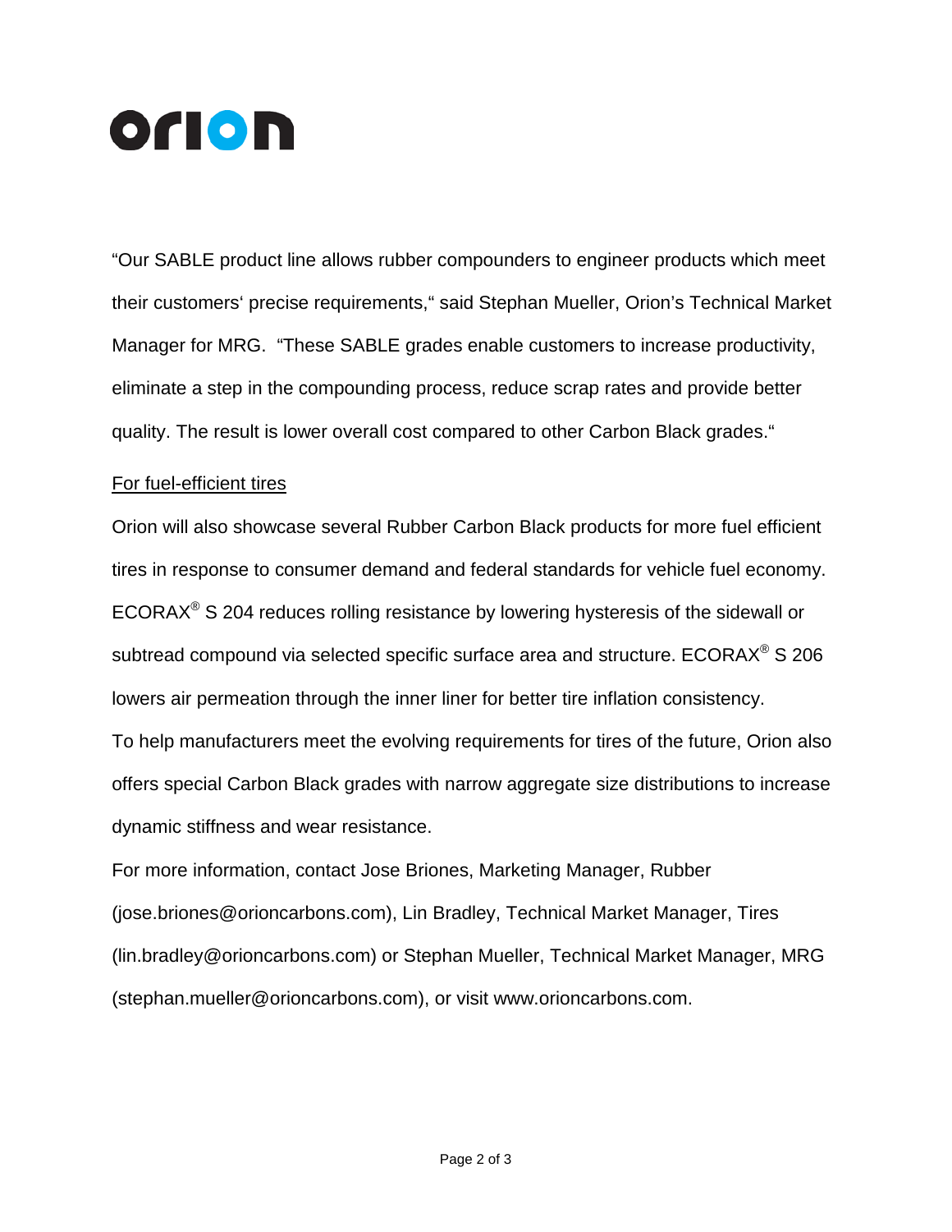"Our SABLE product line allows rubber compounders to engineer products which meet their customers' precise requirements," said Stephan Mueller, Orion's Technical Market Manager for MRG. "These SABLE grades enable customers to increase productivity, eliminate a step in the compounding process, reduce scrap rates and provide better quality. The result is lower overall cost compared to other Carbon Black grades."

<u>For fuel-efficient tires</u>

Orion will also showcase several Rubber Carbon Black products for more fuel efficient tires in response to consumer demand and federal standards for vehicle fuel economy. ECORAX® S 204 reduces rolling resistance by lowering hysteresis of the sidewall or subtread compound via selected specific surface area and structure. ECORAX® S 206 lowers air permeation through the inner liner for better tire inflation consistency.

To help manufacturers meet the evolving requirements for tires of the future, Orion also offers special Carbon Black grades with narrow aggregate size distributions to increase dynamic stiffness and wear resistance.

For more information, contact Jose Briones, Marketing Manager, Rubber (jose.briones@orioncarbons.com), Lin Bradley, Technical Market Manager, Tires (lin.bradley@orioncarbons.com) or Stephan Mueller, Technical Market Manager, MRG (stephan.mueller@orioncarbons.com), or visit www.orioncarbons.com.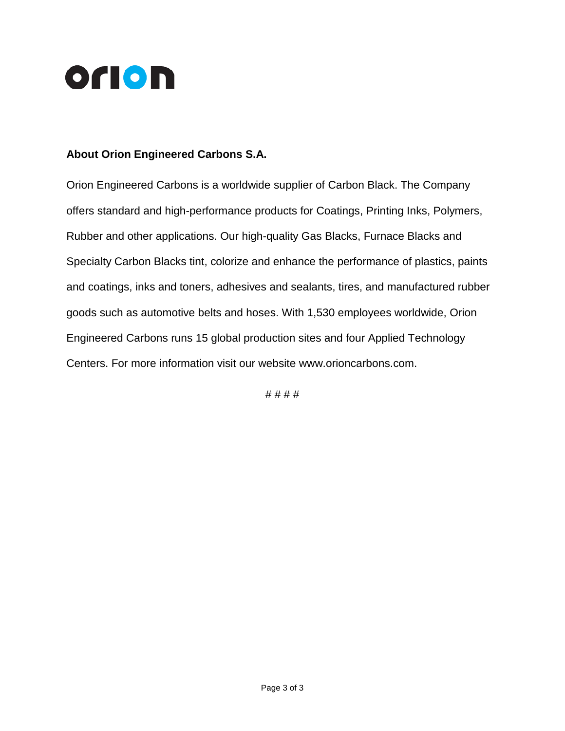orion

**About Orion Engineered Carbons S.A.**

Orion Engineered Carbons is a worldwide supplier of Carbon Black. The Company offers standard and high-performance products for Coatings, Printing Inks, Polymers, Rubber and other applications. Our high-quality Gas Blacks, Furnace Blacks and Specialty Carbon Blacks tint, colorize and enhance the performance of plastics, paints and coatings, inks and toners, adhesives and sealants, tires, and manufactured rubber goods such as automotive belts and hoses. With 1,530 employees worldwide, Orion Engineered Carbons runs 15 global production sites and four Applied Technology Centers. For more information visit our website www.orioncarbons.com.

# # # #